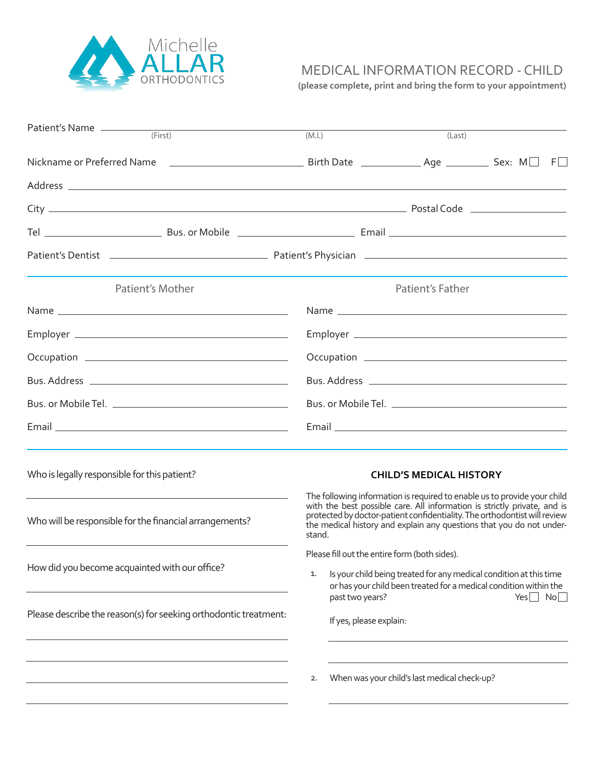Michelle ALLAR ORTHODONTICS

# MEDICAL INFORMATION RECORD - CHILD

**(please complete, print and bring the form to your appointment)**

Patient's Name ______________________ (First) ______________________ (M.I.) ______________________ (Last)

Nickname or Preferred Name ______________________ Birth Date __________ Age ________ Sex: M ☐ F ☐

Address ______________________________________________

City ______________________________________________ Postal Code ______________

Tel ____________________ Bus. or Mobile ____________________ Email ____________________

Patient's Dentist ____________________ Patient's Physician ____________________

## Patient's Mother

Name ______________________________

Employer ______________________________

Occupation ______________________________

Bus. Address ______________________________

Bus. or Mobile Tel. ______________________________

Email ______________________________

## Patient's Father

Name ______________________________

Employer ______________________________

Occupation ______________________________

Bus. Address ______________________________

Bus. or Mobile Tel. ______________________________

Email ______________________________

Who is legally responsible for this patient?

______________________________

Who will be responsible for the financial arrangements?

______________________________

How did you become acquainted with our office?

______________________________

Please describe the reason(s) for seeking orthodontic treatment:

______________________________

______________________________

______________________________

______________________________

## CHILD'S MEDICAL HISTORY

The following information is required to enable us to provide your child with the best possible care. All information is strictly private, and is protected by doctor-patient confidentiality. The orthodontist will review the medical history and explain any questions that you do not understand.

Please fill out the entire form (both sides).

1. Is your child being treated for any medical condition at this time or has your child been treated for a medical condition within the past two years? Yes ☐ No ☐

   If yes, please explain:

   ______________________________

   ______________________________

2. When was your child's last medical check-up?

   ______________________________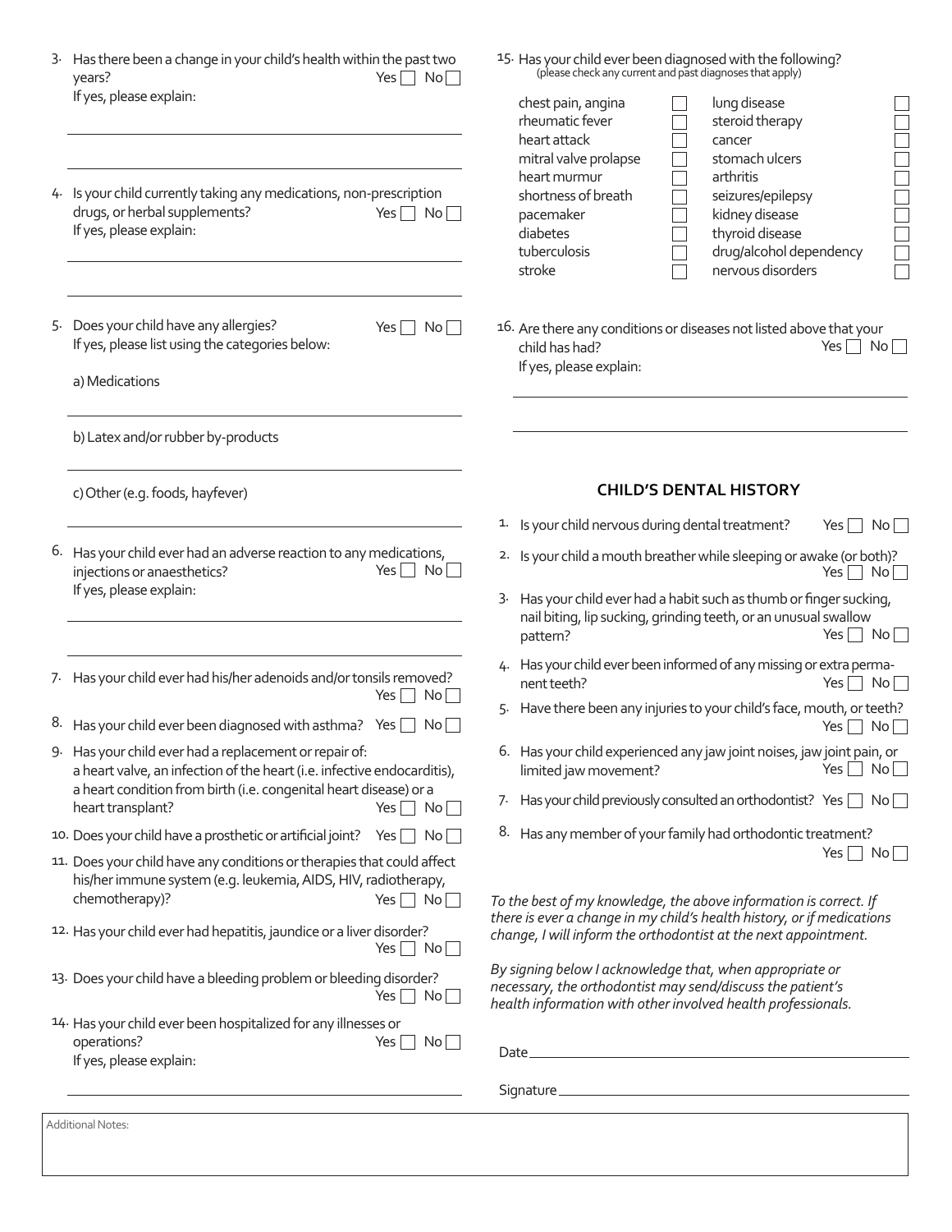3. Has there been a change in your child's health within the past two years? Yes ☐ No ☐
   If yes, please explain:

   ______________________________

   ______________________________

4. Is your child currently taking any medications, non-prescription drugs, or herbal supplements? Yes ☐ No ☐
   If yes, please explain:

   ______________________________

   ______________________________

5. Does your child have any allergies? Yes ☐ No ☐
   If yes, please list using the categories below:

   a) Medications

   ______________________________

   b) Latex and/or rubber by-products

   ______________________________

   c) Other (e.g. foods, hayfever)

   ______________________________

6. Has your child ever had an adverse reaction to any medications, injections or anaesthetics? Yes ☐ No ☐
   If yes, please explain:

   ______________________________

   ______________________________

7. Has your child ever had his/her adenoids and/or tonsils removed? Yes ☐ No ☐

8. Has your child ever been diagnosed with asthma? Yes ☐ No ☐

9. Has your child ever had a replacement or repair of: a heart valve, an infection of the heart (i.e. infective endocarditis), a heart condition from birth (i.e. congenital heart disease) or a heart transplant? Yes ☐ No ☐

10. Does your child have a prosthetic or artificial joint? Yes ☐ No ☐

11. Does your child have any conditions or therapies that could affect his/her immune system (e.g. leukemia, AIDS, HIV, radiotherapy, chemotherapy)? Yes ☐ No ☐

12. Has your child ever had hepatitis, jaundice or a liver disorder? Yes ☐ No ☐

13. Does your child have a bleeding problem or bleeding disorder? Yes ☐ No ☐

14. Has your child ever been hospitalized for any illnesses or operations? Yes ☐ No ☐
    If yes, please explain:

    ______________________________

15. Has your child ever been diagnosed with the following?
    (please check any current and past diagnoses that apply)

| | | | |
|---|---|---|---|
| chest pain, angina | ☐ | lung disease | ☐ |
| rheumatic fever | ☐ | steroid therapy | ☐ |
| heart attack | ☐ | cancer | ☐ |
| mitral valve prolapse | ☐ | stomach ulcers | ☐ |
| heart murmur | ☐ | arthritis | ☐ |
| shortness of breath | ☐ | seizures/epilepsy | ☐ |
| pacemaker | ☐ | kidney disease | ☐ |
| diabetes | ☐ | thyroid disease | ☐ |
| tuberculosis | ☐ | drug/alcohol dependency | ☐ |
| stroke | ☐ | nervous disorders | ☐ |

16. Are there any conditions or diseases not listed above that your child has had? Yes ☐ No ☐
    If yes, please explain:

    ______________________________

    ______________________________

## CHILD'S DENTAL HISTORY

1. Is your child nervous during dental treatment? Yes ☐ No ☐
2. Is your child a mouth breather while sleeping or awake (or both)? Yes ☐ No ☐
3. Has your child ever had a habit such as thumb or finger sucking, nail biting, lip sucking, grinding teeth, or an unusual swallow pattern? Yes ☐ No ☐
4. Has your child ever been informed of any missing or extra permanent teeth? Yes ☐ No ☐
5. Have there been any injuries to your child's face, mouth, or teeth? Yes ☐ No ☐
6. Has your child experienced any jaw joint noises, jaw joint pain, or limited jaw movement? Yes ☐ No ☐
7. Has your child previously consulted an orthodontist? Yes ☐ No ☐
8. Has any member of your family had orthodontic treatment? Yes ☐ No ☐

*To the best of my knowledge, the above information is correct. If there is ever a change in my child's health history, or if medications change, I will inform the orthodontist at the next appointment.*

*By signing below I acknowledge that, when appropriate or necessary, the orthodontist may send/discuss the patient's health information with other involved health professionals.*

Date______________________________

Signature______________________________

Additional Notes: